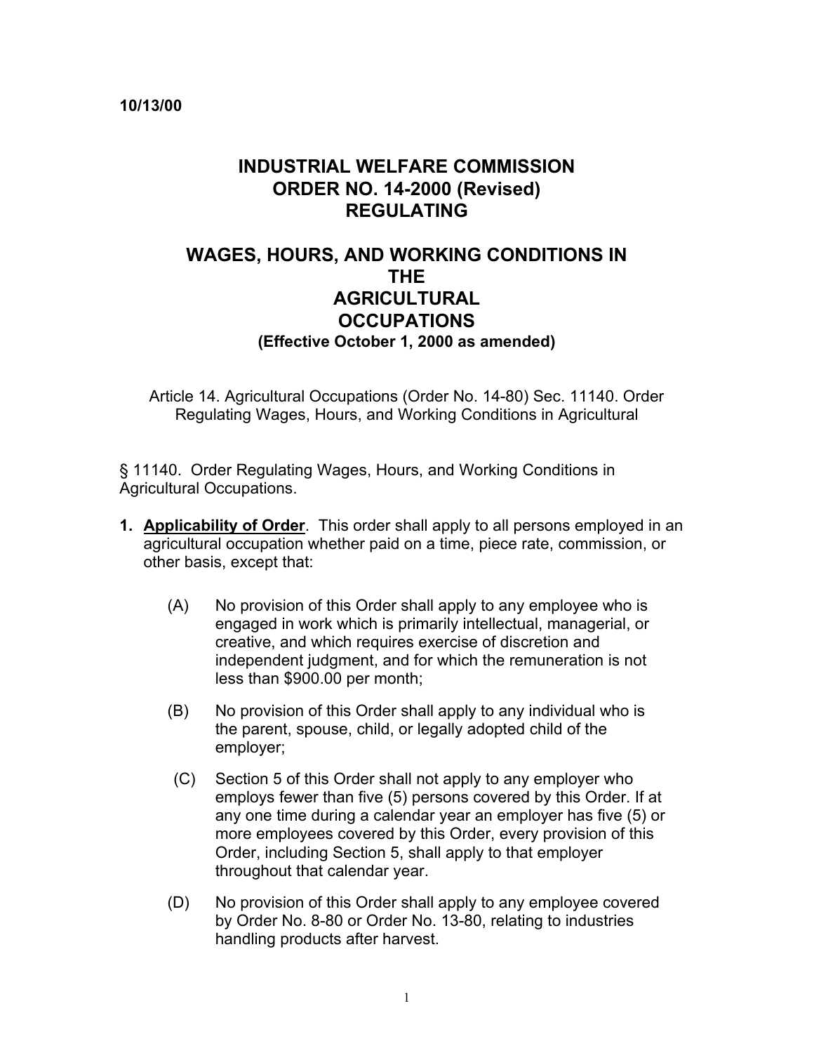**10/13/00**

# INDUSTRIAL WELFARE COMMISSION ORDER NO. 14-2000 (Revised) REGULATING

# WAGES, HOURS, AND WORKING CONDITIONS IN THE AGRICULTURAL OCCUPATIONS

**(Effective October 1, 2000 as amended)**

Article 14. Agricultural Occupations (Order No. 14-80) Sec. 11140. Order Regulating Wages, Hours, and Working Conditions in Agricultural

§ 11140. Order Regulating Wages, Hours, and Working Conditions in Agricultural Occupations.

**1. <u>Applicability of Order</u>.** This order shall apply to all persons employed in an agricultural occupation whether paid on a time, piece rate, commission, or other basis, except that:

(A) No provision of this Order shall apply to any employee who is engaged in work which is primarily intellectual, managerial, or creative, and which requires exercise of discretion and independent judgment, and for which the remuneration is not less than $900.00 per month;

(B) No provision of this Order shall apply to any individual who is the parent, spouse, child, or legally adopted child of the employer;

(C) Section 5 of this Order shall not apply to any employer who employs fewer than five (5) persons covered by this Order. If at any one time during a calendar year an employer has five (5) or more employees covered by this Order, every provision of this Order, including Section 5, shall apply to that employer throughout that calendar year.

(D) No provision of this Order shall apply to any employee covered by Order No. 8-80 or Order No. 13-80, relating to industries handling products after harvest.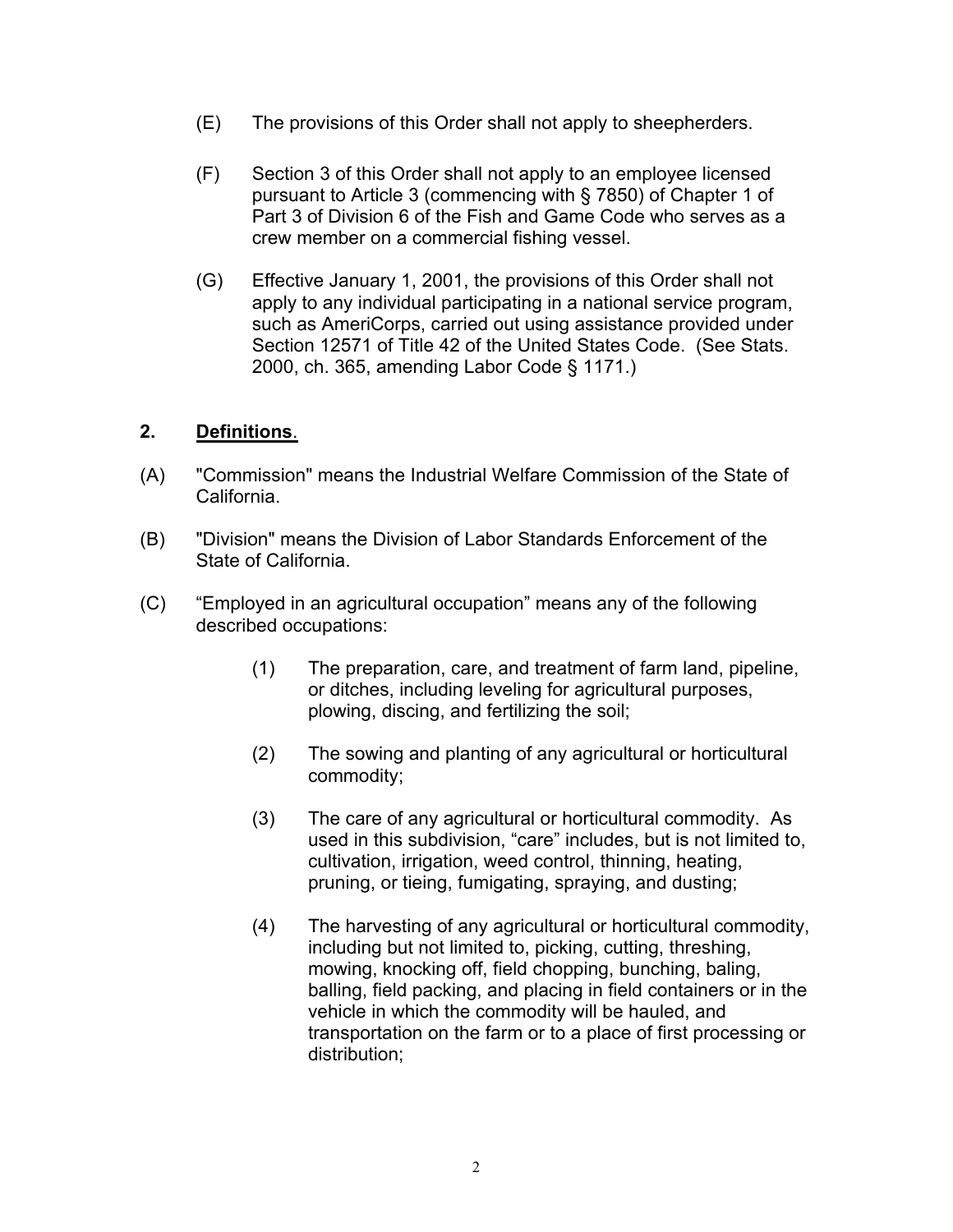(E) The provisions of this Order shall not apply to sheepherders.

(F) Section 3 of this Order shall not apply to an employee licensed pursuant to Article 3 (commencing with § 7850) of Chapter 1 of Part 3 of Division 6 of the Fish and Game Code who serves as a crew member on a commercial fishing vessel.

(G) Effective January 1, 2001, the provisions of this Order shall not apply to any individual participating in a national service program, such as AmeriCorps, carried out using assistance provided under Section 12571 of Title 42 of the United States Code. (See Stats. 2000, ch. 365, amending Labor Code § 1171.)

## 2. Definitions.

(A) "Commission" means the Industrial Welfare Commission of the State of California.

(B) "Division" means the Division of Labor Standards Enforcement of the State of California.

(C) "Employed in an agricultural occupation" means any of the following described occupations:

(1) The preparation, care, and treatment of farm land, pipeline, or ditches, including leveling for agricultural purposes, plowing, discing, and fertilizing the soil;

(2) The sowing and planting of any agricultural or horticultural commodity;

(3) The care of any agricultural or horticultural commodity. As used in this subdivision, "care" includes, but is not limited to, cultivation, irrigation, weed control, thinning, heating, pruning, or tieing, fumigating, spraying, and dusting;

(4) The harvesting of any agricultural or horticultural commodity, including but not limited to, picking, cutting, threshing, mowing, knocking off, field chopping, bunching, baling, balling, field packing, and placing in field containers or in the vehicle in which the commodity will be hauled, and transportation on the farm or to a place of first processing or distribution;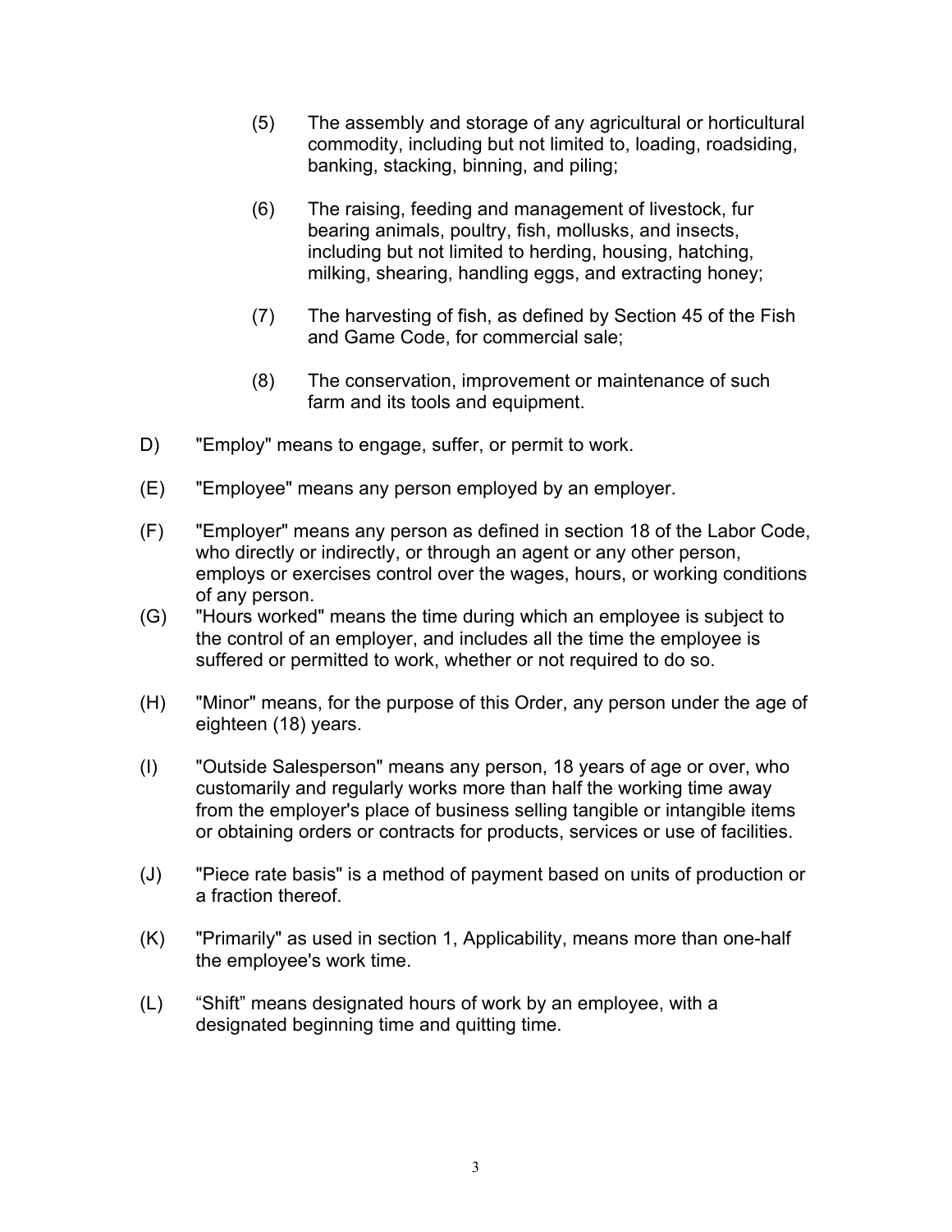(5) The assembly and storage of any agricultural or horticultural commodity, including but not limited to, loading, roadsiding, banking, stacking, binning, and piling;

(6) The raising, feeding and management of livestock, fur bearing animals, poultry, fish, mollusks, and insects, including but not limited to herding, housing, hatching, milking, shearing, handling eggs, and extracting honey;

(7) The harvesting of fish, as defined by Section 45 of the Fish and Game Code, for commercial sale;

(8) The conservation, improvement or maintenance of such farm and its tools and equipment.

D) "Employ" means to engage, suffer, or permit to work.

(E) "Employee" means any person employed by an employer.

(F) "Employer" means any person as defined in section 18 of the Labor Code, who directly or indirectly, or through an agent or any other person, employs or exercises control over the wages, hours, or working conditions of any person.

(G) "Hours worked" means the time during which an employee is subject to the control of an employer, and includes all the time the employee is suffered or permitted to work, whether or not required to do so.

(H) "Minor" means, for the purpose of this Order, any person under the age of eighteen (18) years.

(I) "Outside Salesperson" means any person, 18 years of age or over, who customarily and regularly works more than half the working time away from the employer's place of business selling tangible or intangible items or obtaining orders or contracts for products, services or use of facilities.

(J) "Piece rate basis" is a method of payment based on units of production or a fraction thereof.

(K) "Primarily" as used in section 1, Applicability, means more than one-half the employee's work time.

(L) “Shift” means designated hours of work by an employee, with a designated beginning time and quitting time.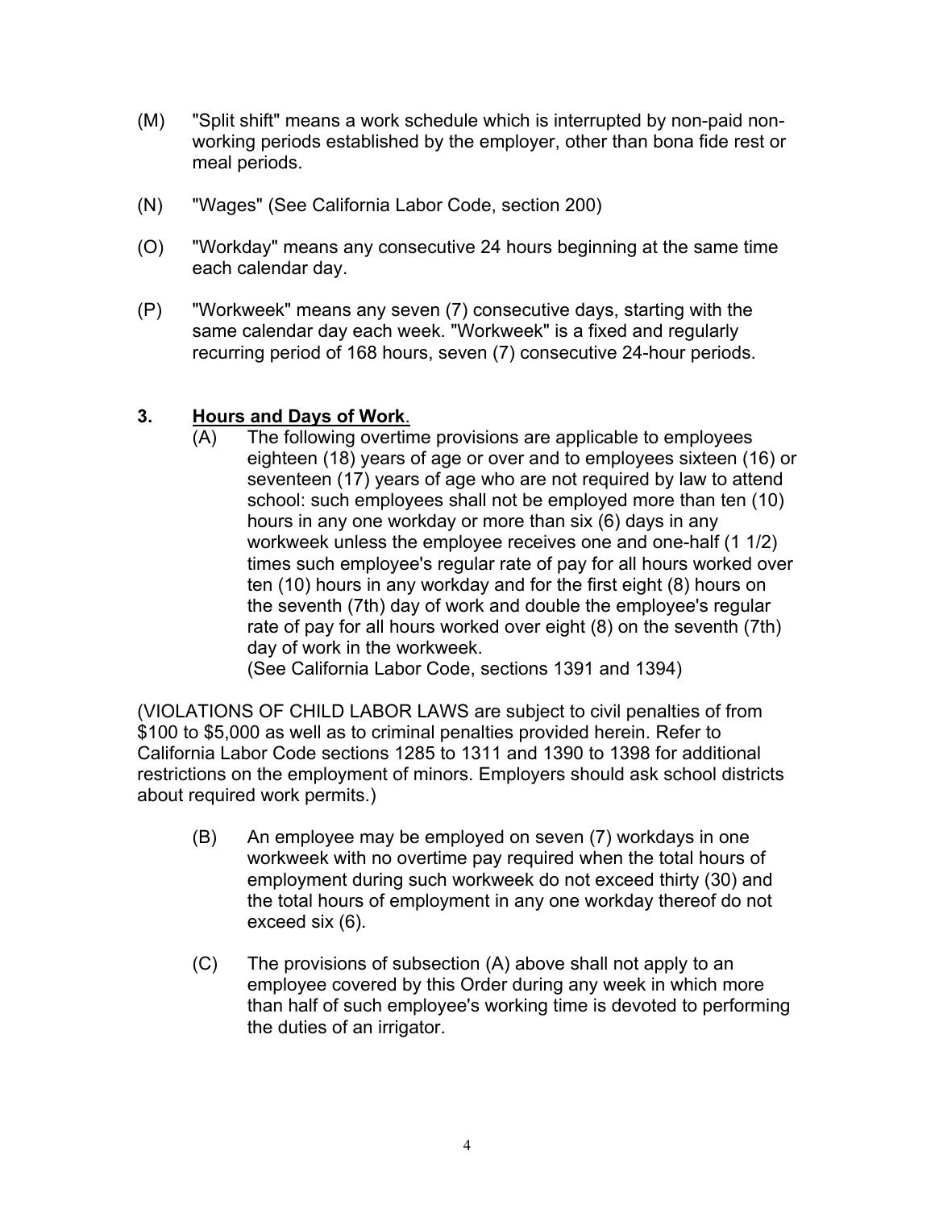(M) "Split shift" means a work schedule which is interrupted by non-paid non-working periods established by the employer, other than bona fide rest or meal periods.

(N) "Wages" (See California Labor Code, section 200)

(O) "Workday" means any consecutive 24 hours beginning at the same time each calendar day.

(P) "Workweek" means any seven (7) consecutive days, starting with the same calendar day each week. "Workweek" is a fixed and regularly recurring period of 168 hours, seven (7) consecutive 24-hour periods.

## 3. <u>Hours and Days of Work</u>.

(A) The following overtime provisions are applicable to employees eighteen (18) years of age or over and to employees sixteen (16) or seventeen (17) years of age who are not required by law to attend school: such employees shall not be employed more than ten (10) hours in any one workday or more than six (6) days in any workweek unless the employee receives one and one-half (1 1/2) times such employee's regular rate of pay for all hours worked over ten (10) hours in any workday and for the first eight (8) hours on the seventh (7th) day of work and double the employee's regular rate of pay for all hours worked over eight (8) on the seventh (7th) day of work in the workweek.
(See California Labor Code, sections 1391 and 1394)

(VIOLATIONS OF CHILD LABOR LAWS are subject to civil penalties of from $100 to $5,000 as well as to criminal penalties provided herein. Refer to California Labor Code sections 1285 to 1311 and 1390 to 1398 for additional restrictions on the employment of minors. Employers should ask school districts about required work permits.)

(B) An employee may be employed on seven (7) workdays in one workweek with no overtime pay required when the total hours of employment during such workweek do not exceed thirty (30) and the total hours of employment in any one workday thereof do not exceed six (6).

(C) The provisions of subsection (A) above shall not apply to an employee covered by this Order during any week in which more than half of such employee's working time is devoted to performing the duties of an irrigator.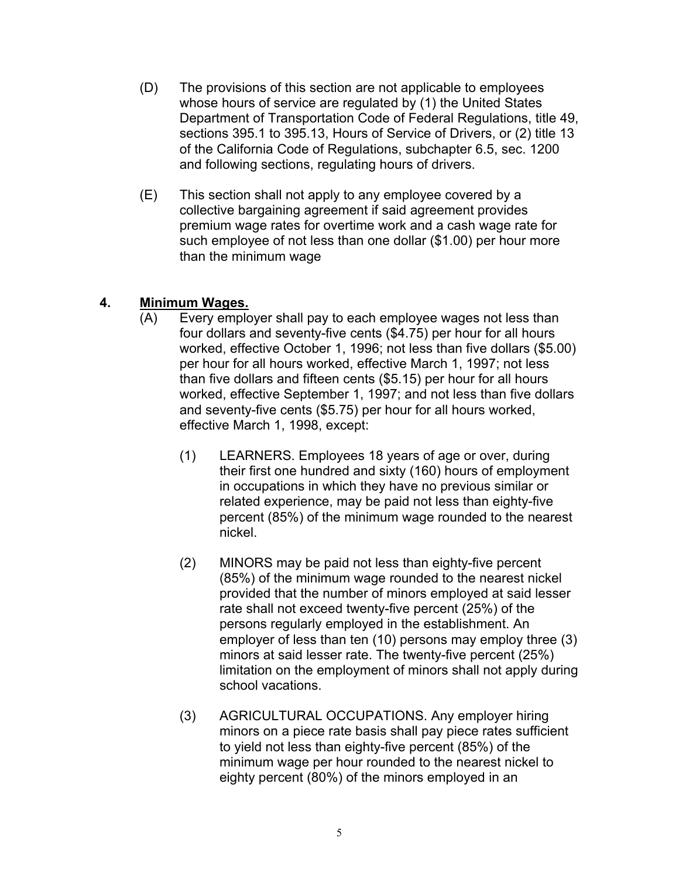(D) The provisions of this section are not applicable to employees whose hours of service are regulated by (1) the United States Department of Transportation Code of Federal Regulations, title 49, sections 395.1 to 395.13, Hours of Service of Drivers, or (2) title 13 of the California Code of Regulations, subchapter 6.5, sec. 1200 and following sections, regulating hours of drivers.

(E) This section shall not apply to any employee covered by a collective bargaining agreement if said agreement provides premium wage rates for overtime work and a cash wage rate for such employee of not less than one dollar ($1.00) per hour more than the minimum wage

## 4. Minimum Wages.

(A) Every employer shall pay to each employee wages not less than four dollars and seventy-five cents ($4.75) per hour for all hours worked, effective October 1, 1996; not less than five dollars ($5.00) per hour for all hours worked, effective March 1, 1997; not less than five dollars and fifteen cents ($5.15) per hour for all hours worked, effective September 1, 1997; and not less than five dollars and seventy-five cents ($5.75) per hour for all hours worked, effective March 1, 1998, except:

(1) LEARNERS. Employees 18 years of age or over, during their first one hundred and sixty (160) hours of employment in occupations in which they have no previous similar or related experience, may be paid not less than eighty-five percent (85%) of the minimum wage rounded to the nearest nickel.

(2) MINORS may be paid not less than eighty-five percent (85%) of the minimum wage rounded to the nearest nickel provided that the number of minors employed at said lesser rate shall not exceed twenty-five percent (25%) of the persons regularly employed in the establishment. An employer of less than ten (10) persons may employ three (3) minors at said lesser rate. The twenty-five percent (25%) limitation on the employment of minors shall not apply during school vacations.

(3) AGRICULTURAL OCCUPATIONS. Any employer hiring minors on a piece rate basis shall pay piece rates sufficient to yield not less than eighty-five percent (85%) of the minimum wage per hour rounded to the nearest nickel to eighty percent (80%) of the minors employed in an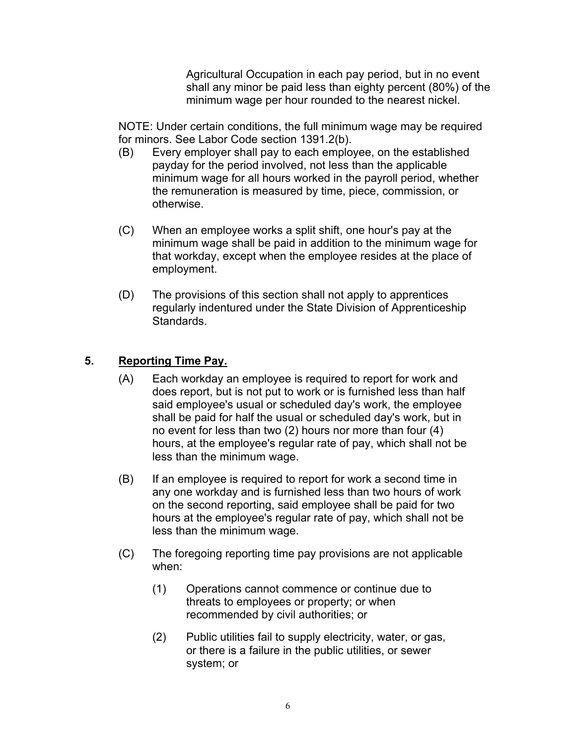Agricultural Occupation in each pay period, but in no event shall any minor be paid less than eighty percent (80%) of the minimum wage per hour rounded to the nearest nickel.

NOTE: Under certain conditions, the full minimum wage may be required for minors. See Labor Code section 1391.2(b).

(B) Every employer shall pay to each employee, on the established payday for the period involved, not less than the applicable minimum wage for all hours worked in the payroll period, whether the remuneration is measured by time, piece, commission, or otherwise.

(C) When an employee works a split shift, one hour's pay at the minimum wage shall be paid in addition to the minimum wage for that workday, except when the employee resides at the place of employment.

(D) The provisions of this section shall not apply to apprentices regularly indentured under the State Division of Apprenticeship Standards.

## 5. Reporting Time Pay.

(A) Each workday an employee is required to report for work and does report, but is not put to work or is furnished less than half said employee's usual or scheduled day's work, the employee shall be paid for half the usual or scheduled day's work, but in no event for less than two (2) hours nor more than four (4) hours, at the employee's regular rate of pay, which shall not be less than the minimum wage.

(B) If an employee is required to report for work a second time in any one workday and is furnished less than two hours of work on the second reporting, said employee shall be paid for two hours at the employee's regular rate of pay, which shall not be less than the minimum wage.

(C) The foregoing reporting time pay provisions are not applicable when:

(1) Operations cannot commence or continue due to threats to employees or property; or when recommended by civil authorities; or

(2) Public utilities fail to supply electricity, water, or gas, or there is a failure in the public utilities, or sewer system; or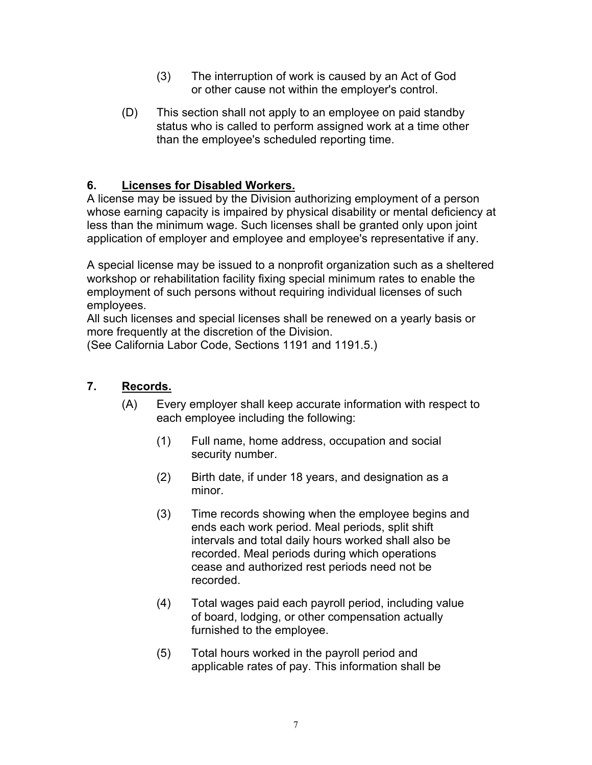(3) The interruption of work is caused by an Act of God or other cause not within the employer's control.

(D) This section shall not apply to an employee on paid standby status who is called to perform assigned work at a time other than the employee's scheduled reporting time.

## 6. **Licenses for Disabled Workers.**

A license may be issued by the Division authorizing employment of a person whose earning capacity is impaired by physical disability or mental deficiency at less than the minimum wage. Such licenses shall be granted only upon joint application of employer and employee and employee's representative if any.

A special license may be issued to a nonprofit organization such as a sheltered workshop or rehabilitation facility fixing special minimum rates to enable the employment of such persons without requiring individual licenses of such employees.

All such licenses and special licenses shall be renewed on a yearly basis or more frequently at the discretion of the Division.

(See California Labor Code, Sections 1191 and 1191.5.)

## 7. **Records.**

(A) Every employer shall keep accurate information with respect to each employee including the following:

(1) Full name, home address, occupation and social security number.

(2) Birth date, if under 18 years, and designation as a minor.

(3) Time records showing when the employee begins and ends each work period. Meal periods, split shift intervals and total daily hours worked shall also be recorded. Meal periods during which operations cease and authorized rest periods need not be recorded.

(4) Total wages paid each payroll period, including value of board, lodging, or other compensation actually furnished to the employee.

(5) Total hours worked in the payroll period and applicable rates of pay. This information shall be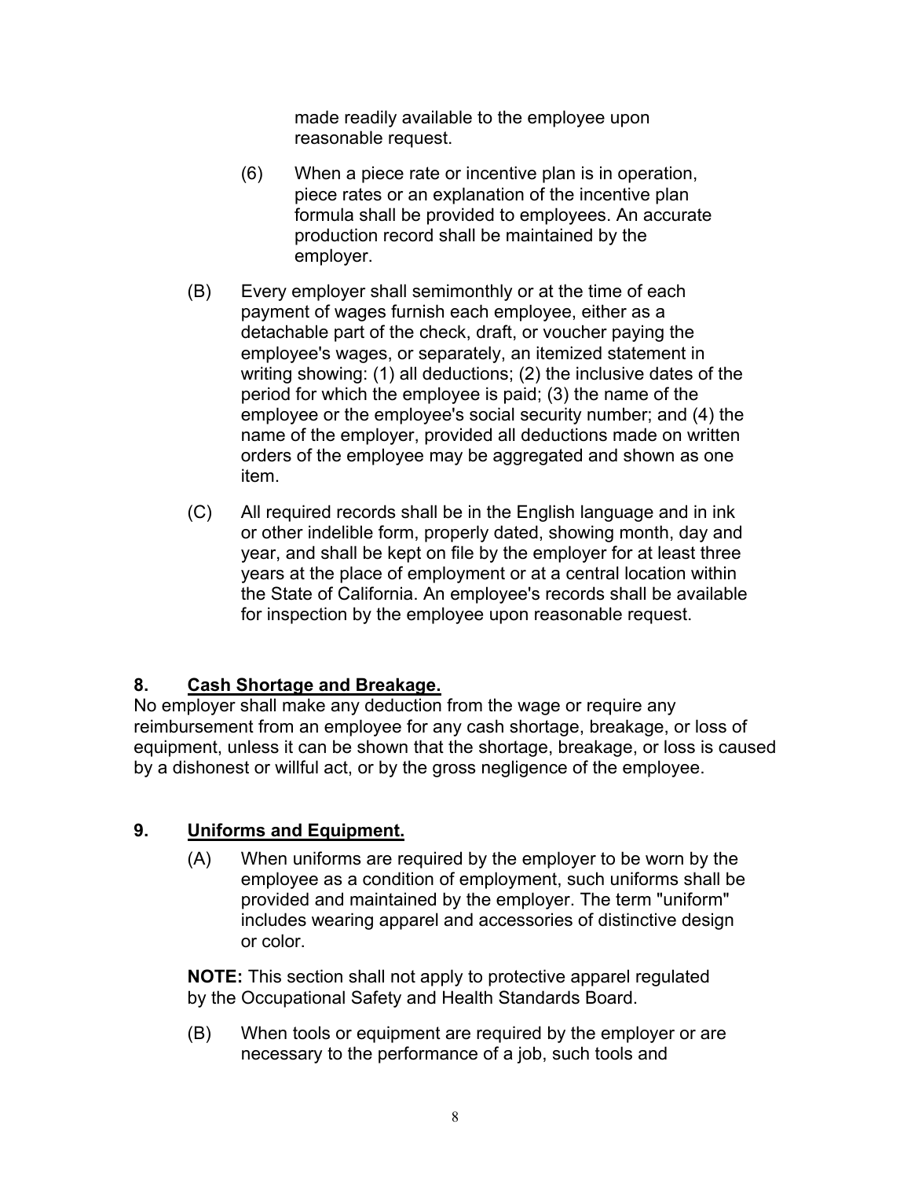made readily available to the employee upon reasonable request.

(6) When a piece rate or incentive plan is in operation, piece rates or an explanation of the incentive plan formula shall be provided to employees. An accurate production record shall be maintained by the employer.

(B) Every employer shall semimonthly or at the time of each payment of wages furnish each employee, either as a detachable part of the check, draft, or voucher paying the employee's wages, or separately, an itemized statement in writing showing: (1) all deductions; (2) the inclusive dates of the period for which the employee is paid; (3) the name of the employee or the employee's social security number; and (4) the name of the employer, provided all deductions made on written orders of the employee may be aggregated and shown as one item.

(C) All required records shall be in the English language and in ink or other indelible form, properly dated, showing month, day and year, and shall be kept on file by the employer for at least three years at the place of employment or at a central location within the State of California. An employee's records shall be available for inspection by the employee upon reasonable request.

## 8. Cash Shortage and Breakage.

No employer shall make any deduction from the wage or require any reimbursement from an employee for any cash shortage, breakage, or loss of equipment, unless it can be shown that the shortage, breakage, or loss is caused by a dishonest or willful act, or by the gross negligence of the employee.

## 9. Uniforms and Equipment.

(A) When uniforms are required by the employer to be worn by the employee as a condition of employment, such uniforms shall be provided and maintained by the employer. The term "uniform" includes wearing apparel and accessories of distinctive design or color.

**NOTE:** This section shall not apply to protective apparel regulated by the Occupational Safety and Health Standards Board.

(B) When tools or equipment are required by the employer or are necessary to the performance of a job, such tools and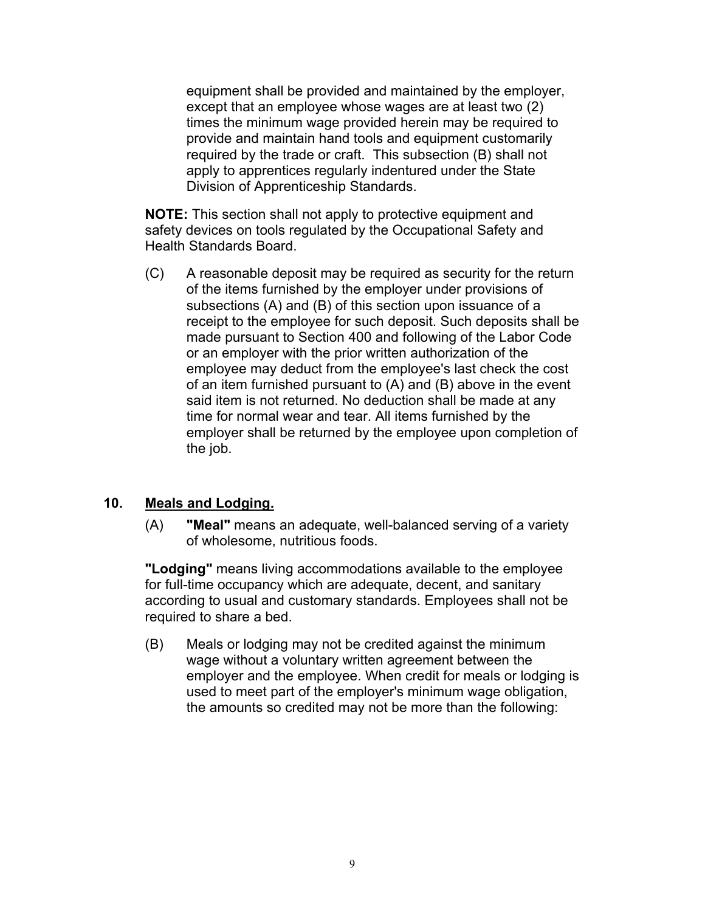equipment shall be provided and maintained by the employer, except that an employee whose wages are at least two (2) times the minimum wage provided herein may be required to provide and maintain hand tools and equipment customarily required by the trade or craft. This subsection (B) shall not apply to apprentices regularly indentured under the State Division of Apprenticeship Standards.

**NOTE:** This section shall not apply to protective equipment and safety devices on tools regulated by the Occupational Safety and Health Standards Board.

(C) A reasonable deposit may be required as security for the return of the items furnished by the employer under provisions of subsections (A) and (B) of this section upon issuance of a receipt to the employee for such deposit. Such deposits shall be made pursuant to Section 400 and following of the Labor Code or an employer with the prior written authorization of the employee may deduct from the employee's last check the cost of an item furnished pursuant to (A) and (B) above in the event said item is not returned. No deduction shall be made at any time for normal wear and tear. All items furnished by the employer shall be returned by the employee upon completion of the job.

## 10. Meals and Lodging.

(A) **"Meal"** means an adequate, well-balanced serving of a variety of wholesome, nutritious foods.

**"Lodging"** means living accommodations available to the employee for full-time occupancy which are adequate, decent, and sanitary according to usual and customary standards. Employees shall not be required to share a bed.

(B) Meals or lodging may not be credited against the minimum wage without a voluntary written agreement between the employer and the employee. When credit for meals or lodging is used to meet part of the employer's minimum wage obligation, the amounts so credited may not be more than the following: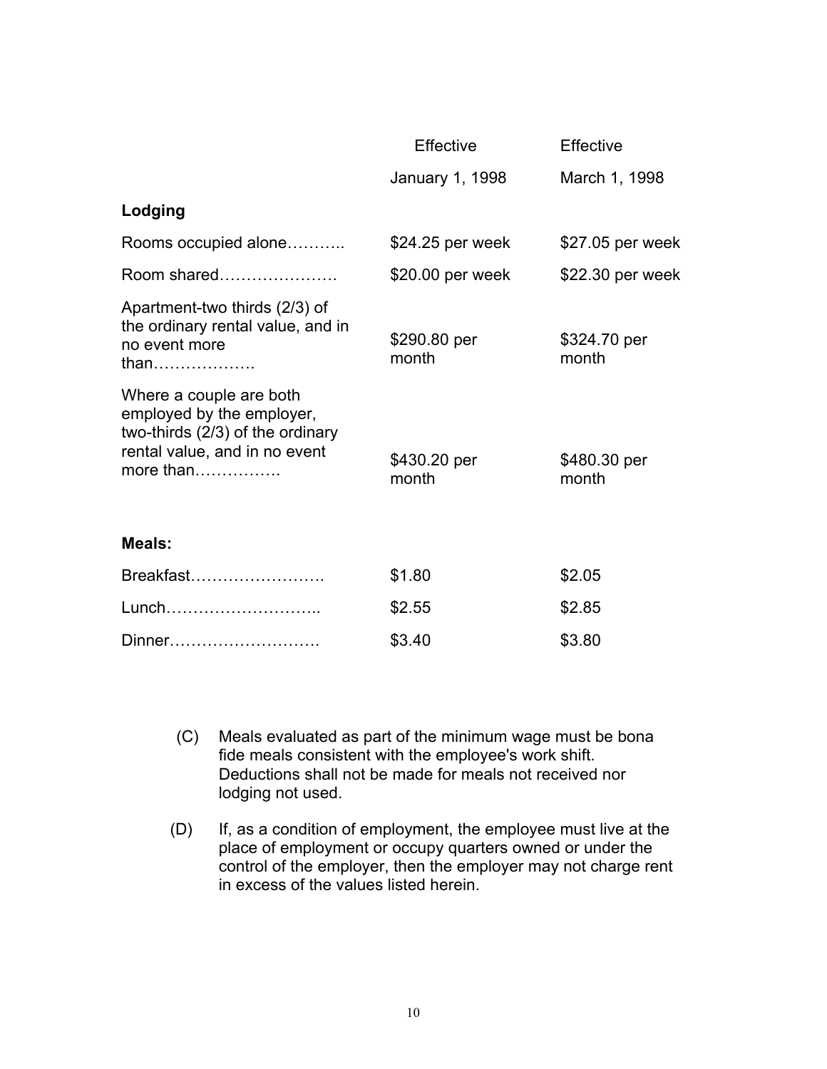| | Effective January 1, 1998 | Effective March 1, 1998 |
|---|---|---|
| **Lodging** | | |
| Rooms occupied alone……….. | $24.25 per week | $27.05 per week |
| Room shared…………………. | $20.00 per week | $22.30 per week |
| Apartment-two thirds (2/3) of the ordinary rental value, and in no event more than………………. | $290.80 per month | $324.70 per month |
| Where a couple are both employed by the employer, two-thirds (2/3) of the ordinary rental value, and in no event more than……………. | $430.20 per month | $480.30 per month |
| **Meals:** | | |
| Breakfast……………………. | $1.80 | $2.05 |
| Lunch……………………….. | $2.55 | $2.85 |
| Dinner………………………. | $3.40 | $3.80 |

(C) Meals evaluated as part of the minimum wage must be bona fide meals consistent with the employee's work shift. Deductions shall not be made for meals not received nor lodging not used.

(D) If, as a condition of employment, the employee must live at the place of employment or occupy quarters owned or under the control of the employer, then the employer may not charge rent in excess of the values listed herein.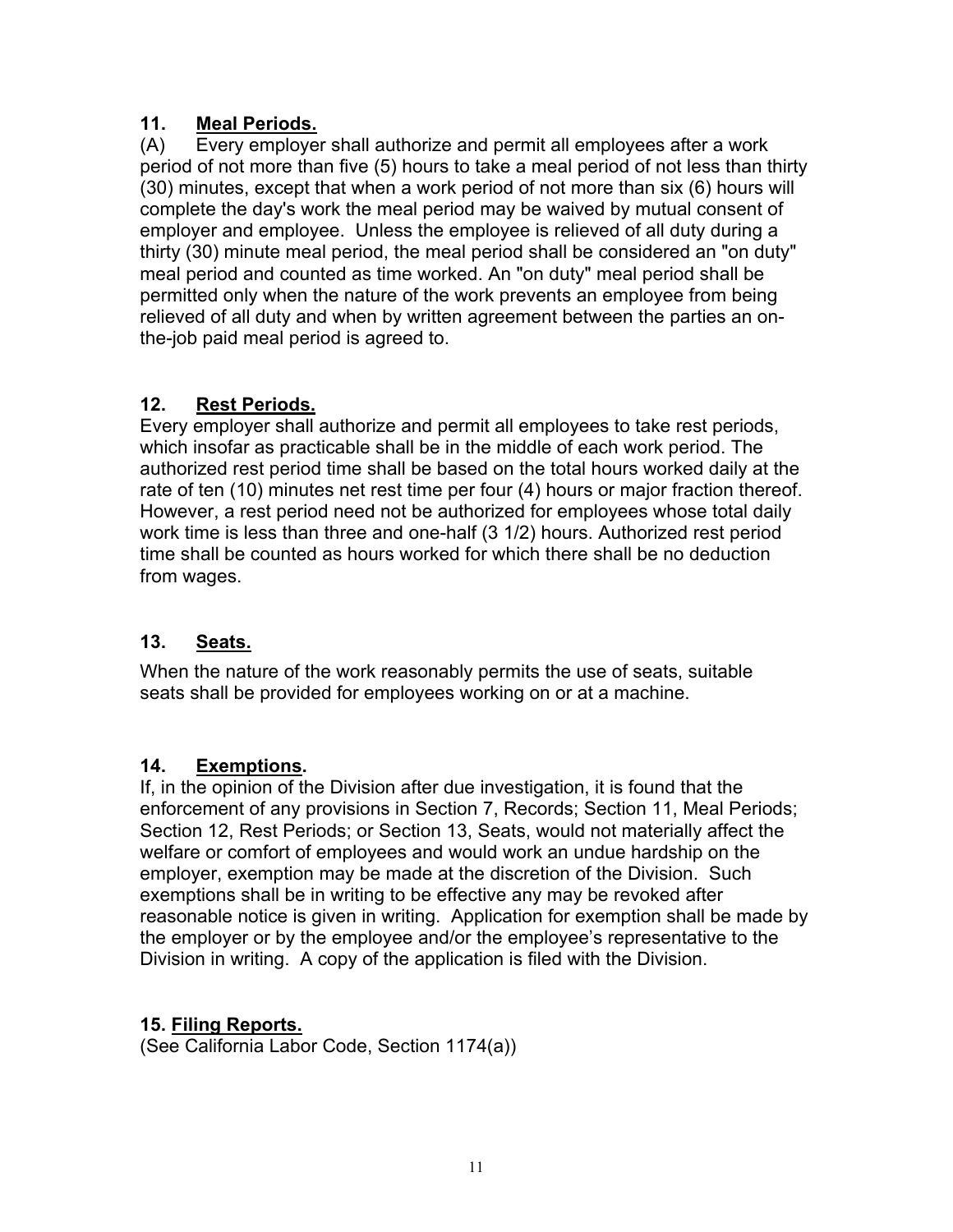## 11. Meal Periods.

(A) Every employer shall authorize and permit all employees after a work period of not more than five (5) hours to take a meal period of not less than thirty (30) minutes, except that when a work period of not more than six (6) hours will complete the day's work the meal period may be waived by mutual consent of employer and employee. Unless the employee is relieved of all duty during a thirty (30) minute meal period, the meal period shall be considered an "on duty" meal period and counted as time worked. An "on duty" meal period shall be permitted only when the nature of the work prevents an employee from being relieved of all duty and when by written agreement between the parties an on-the-job paid meal period is agreed to.

## 12. Rest Periods.

Every employer shall authorize and permit all employees to take rest periods, which insofar as practicable shall be in the middle of each work period. The authorized rest period time shall be based on the total hours worked daily at the rate of ten (10) minutes net rest time per four (4) hours or major fraction thereof. However, a rest period need not be authorized for employees whose total daily work time is less than three and one-half (3 1/2) hours. Authorized rest period time shall be counted as hours worked for which there shall be no deduction from wages.

## 13. Seats.

When the nature of the work reasonably permits the use of seats, suitable seats shall be provided for employees working on or at a machine.

## 14. Exemptions.

If, in the opinion of the Division after due investigation, it is found that the enforcement of any provisions in Section 7, Records; Section 11, Meal Periods; Section 12, Rest Periods; or Section 13, Seats, would not materially affect the welfare or comfort of employees and would work an undue hardship on the employer, exemption may be made at the discretion of the Division. Such exemptions shall be in writing to be effective any may be revoked after reasonable notice is given in writing. Application for exemption shall be made by the employer or by the employee and/or the employee's representative to the Division in writing. A copy of the application is filed with the Division.

## 15. Filing Reports.

(See California Labor Code, Section 1174(a))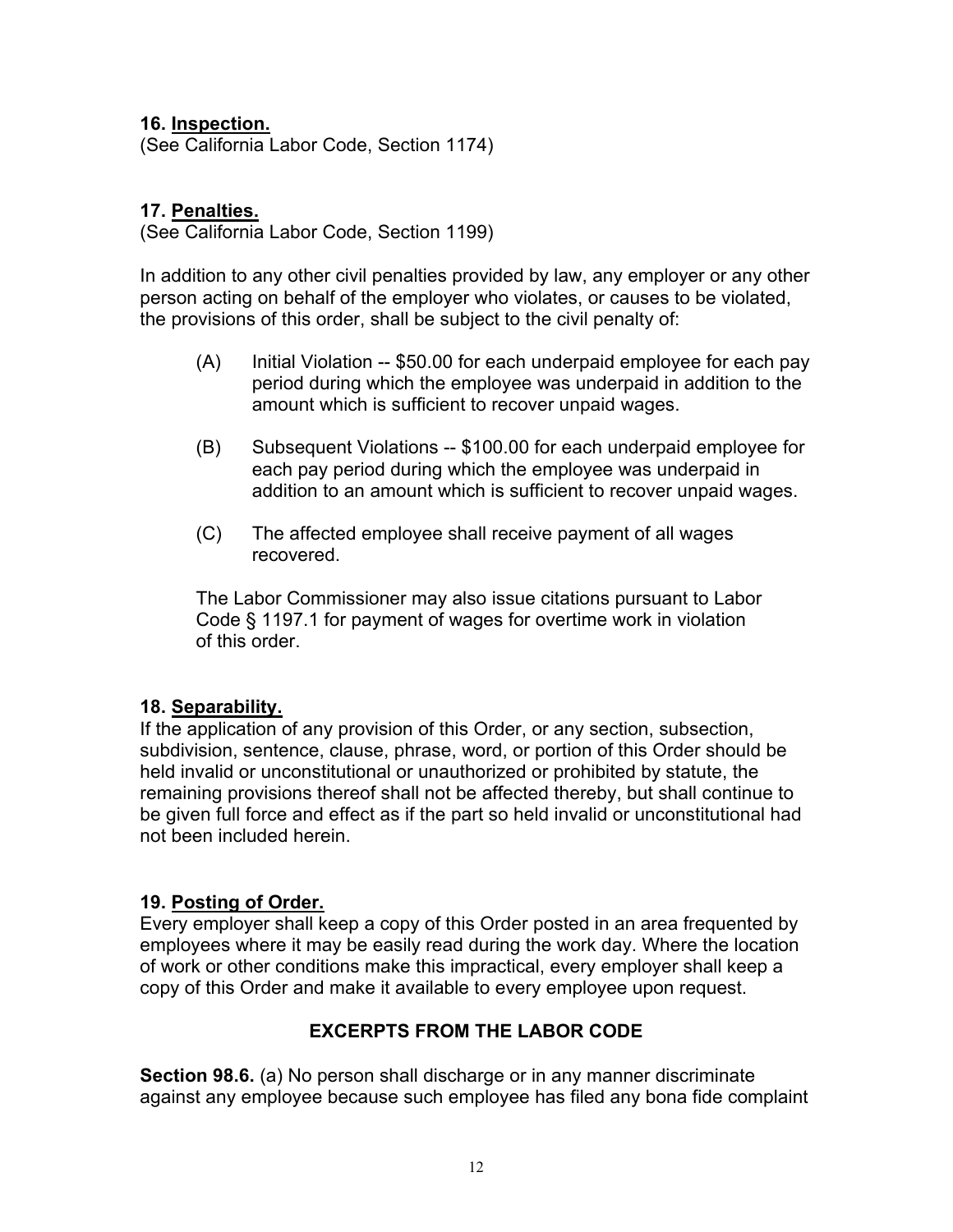**16. <u>Inspection.</u>**
(See California Labor Code, Section 1174)

**17. <u>Penalties.</u>**
(See California Labor Code, Section 1199)

In addition to any other civil penalties provided by law, any employer or any other person acting on behalf of the employer who violates, or causes to be violated, the provisions of this order, shall be subject to the civil penalty of:

(A) Initial Violation -- $50.00 for each underpaid employee for each pay period during which the employee was underpaid in addition to the amount which is sufficient to recover unpaid wages.

(B) Subsequent Violations -- $100.00 for each underpaid employee for each pay period during which the employee was underpaid in addition to an amount which is sufficient to recover unpaid wages.

(C) The affected employee shall receive payment of all wages recovered.

The Labor Commissioner may also issue citations pursuant to Labor Code § 1197.1 for payment of wages for overtime work in violation of this order.

**18. <u>Separability.</u>**
If the application of any provision of this Order, or any section, subsection, subdivision, sentence, clause, phrase, word, or portion of this Order should be held invalid or unconstitutional or unauthorized or prohibited by statute, the remaining provisions thereof shall not be affected thereby, but shall continue to be given full force and effect as if the part so held invalid or unconstitutional had not been included herein.

**19. <u>Posting of Order.</u>**
Every employer shall keep a copy of this Order posted in an area frequented by employees where it may be easily read during the work day. Where the location of work or other conditions make this impractical, every employer shall keep a copy of this Order and make it available to every employee upon request.

## EXCERPTS FROM THE LABOR CODE

**Section 98.6.** (a) No person shall discharge or in any manner discriminate against any employee because such employee has filed any bona fide complaint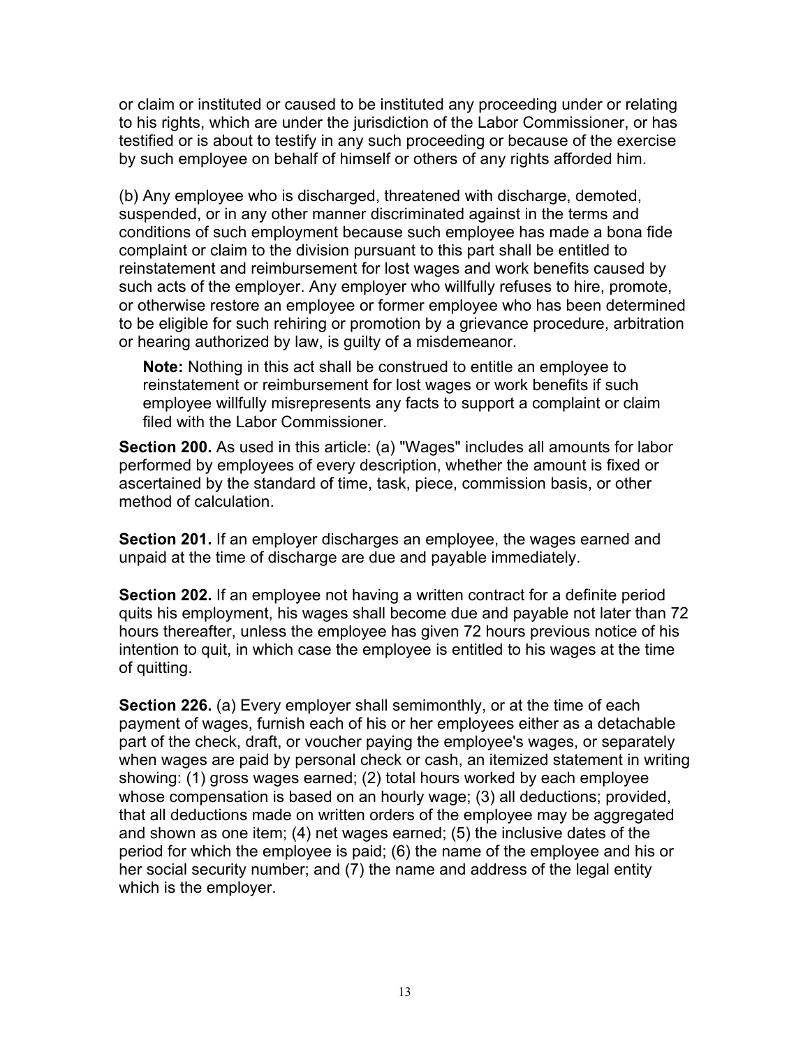or claim or instituted or caused to be instituted any proceeding under or relating to his rights, which are under the jurisdiction of the Labor Commissioner, or has testified or is about to testify in any such proceeding or because of the exercise by such employee on behalf of himself or others of any rights afforded him.

(b) Any employee who is discharged, threatened with discharge, demoted, suspended, or in any other manner discriminated against in the terms and conditions of such employment because such employee has made a bona fide complaint or claim to the division pursuant to this part shall be entitled to reinstatement and reimbursement for lost wages and work benefits caused by such acts of the employer. Any employer who willfully refuses to hire, promote, or otherwise restore an employee or former employee who has been determined to be eligible for such rehiring or promotion by a grievance procedure, arbitration or hearing authorized by law, is guilty of a misdemeanor.

> **Note:** Nothing in this act shall be construed to entitle an employee to reinstatement or reimbursement for lost wages or work benefits if such employee willfully misrepresents any facts to support a complaint or claim filed with the Labor Commissioner.

**Section 200.** As used in this article: (a) "Wages" includes all amounts for labor performed by employees of every description, whether the amount is fixed or ascertained by the standard of time, task, piece, commission basis, or other method of calculation.

**Section 201.** If an employer discharges an employee, the wages earned and unpaid at the time of discharge are due and payable immediately.

**Section 202.** If an employee not having a written contract for a definite period quits his employment, his wages shall become due and payable not later than 72 hours thereafter, unless the employee has given 72 hours previous notice of his intention to quit, in which case the employee is entitled to his wages at the time of quitting.

**Section 226.** (a) Every employer shall semimonthly, or at the time of each payment of wages, furnish each of his or her employees either as a detachable part of the check, draft, or voucher paying the employee's wages, or separately when wages are paid by personal check or cash, an itemized statement in writing showing: (1) gross wages earned; (2) total hours worked by each employee whose compensation is based on an hourly wage; (3) all deductions; provided, that all deductions made on written orders of the employee may be aggregated and shown as one item; (4) net wages earned; (5) the inclusive dates of the period for which the employee is paid; (6) the name of the employee and his or her social security number; and (7) the name and address of the legal entity which is the employer.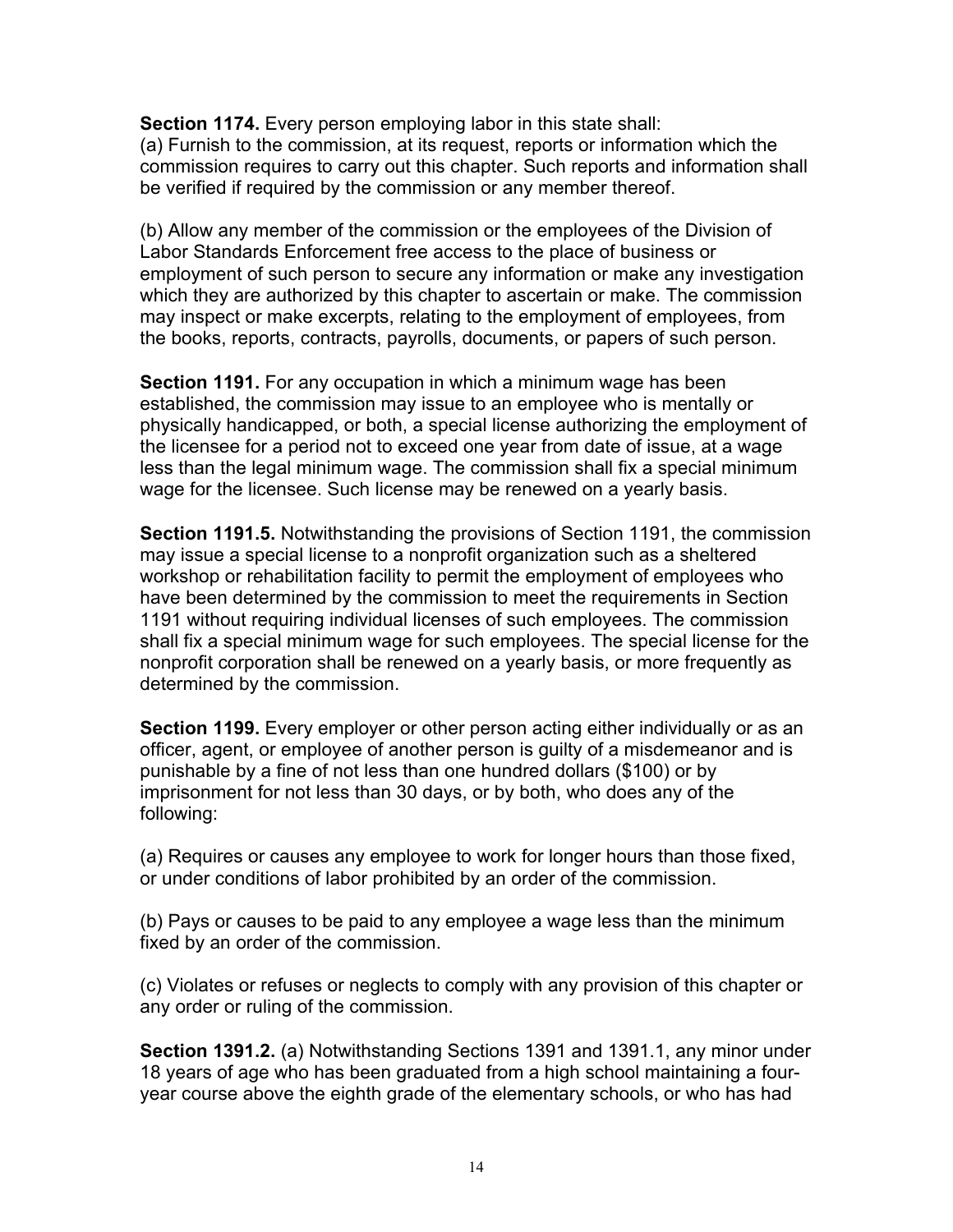**Section 1174.** Every person employing labor in this state shall:
(a) Furnish to the commission, at its request, reports or information which the commission requires to carry out this chapter. Such reports and information shall be verified if required by the commission or any member thereof.

(b) Allow any member of the commission or the employees of the Division of Labor Standards Enforcement free access to the place of business or employment of such person to secure any information or make any investigation which they are authorized by this chapter to ascertain or make. The commission may inspect or make excerpts, relating to the employment of employees, from the books, reports, contracts, payrolls, documents, or papers of such person.

**Section 1191.** For any occupation in which a minimum wage has been established, the commission may issue to an employee who is mentally or physically handicapped, or both, a special license authorizing the employment of the licensee for a period not to exceed one year from date of issue, at a wage less than the legal minimum wage. The commission shall fix a special minimum wage for the licensee. Such license may be renewed on a yearly basis.

**Section 1191.5.** Notwithstanding the provisions of Section 1191, the commission may issue a special license to a nonprofit organization such as a sheltered workshop or rehabilitation facility to permit the employment of employees who have been determined by the commission to meet the requirements in Section 1191 without requiring individual licenses of such employees. The commission shall fix a special minimum wage for such employees. The special license for the nonprofit corporation shall be renewed on a yearly basis, or more frequently as determined by the commission.

**Section 1199.** Every employer or other person acting either individually or as an officer, agent, or employee of another person is guilty of a misdemeanor and is punishable by a fine of not less than one hundred dollars ($100) or by imprisonment for not less than 30 days, or by both, who does any of the following:

(a) Requires or causes any employee to work for longer hours than those fixed, or under conditions of labor prohibited by an order of the commission.

(b) Pays or causes to be paid to any employee a wage less than the minimum fixed by an order of the commission.

(c) Violates or refuses or neglects to comply with any provision of this chapter or any order or ruling of the commission.

**Section 1391.2.** (a) Notwithstanding Sections 1391 and 1391.1, any minor under 18 years of age who has been graduated from a high school maintaining a four-year course above the eighth grade of the elementary schools, or who has had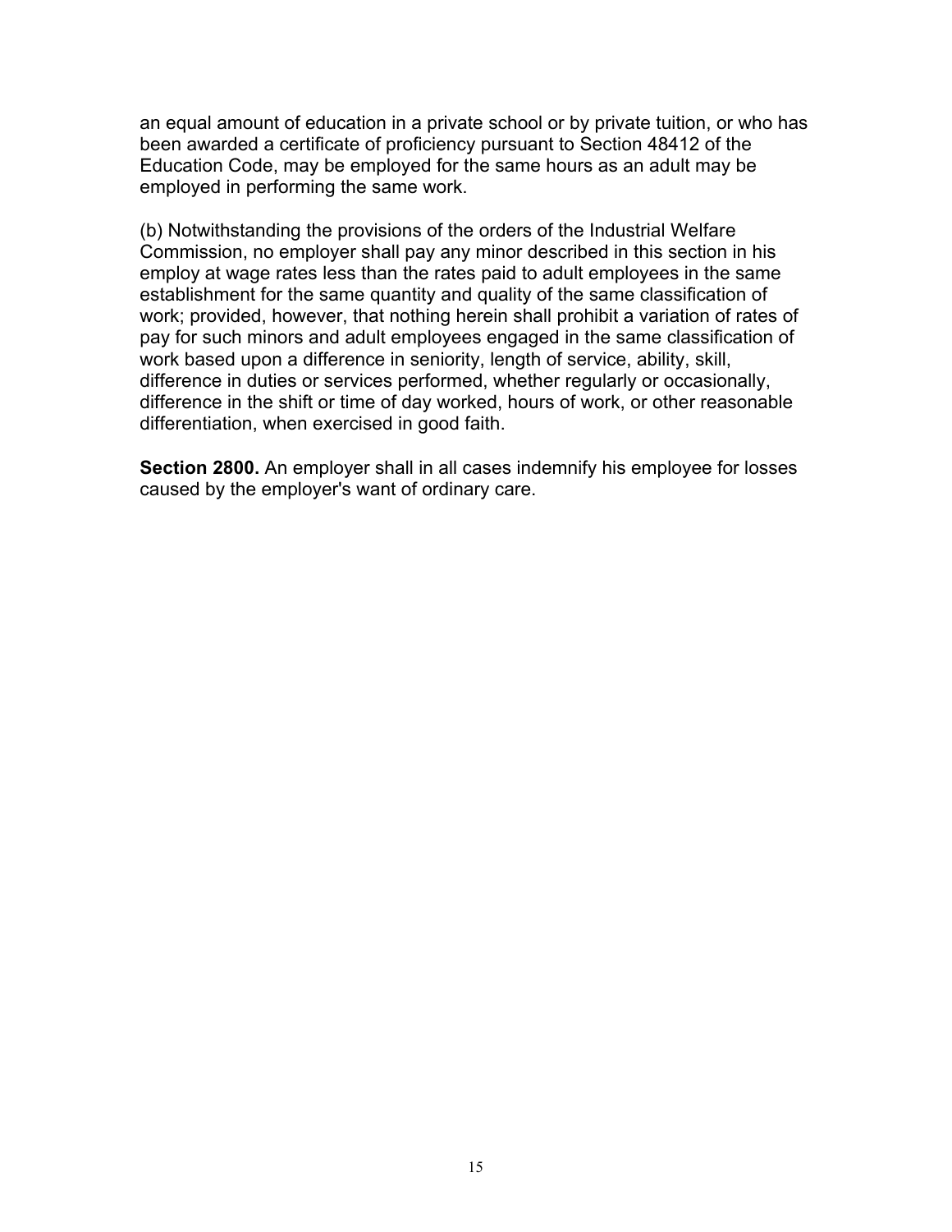an equal amount of education in a private school or by private tuition, or who has been awarded a certificate of proficiency pursuant to Section 48412 of the Education Code, may be employed for the same hours as an adult may be employed in performing the same work.

(b) Notwithstanding the provisions of the orders of the Industrial Welfare Commission, no employer shall pay any minor described in this section in his employ at wage rates less than the rates paid to adult employees in the same establishment for the same quantity and quality of the same classification of work; provided, however, that nothing herein shall prohibit a variation of rates of pay for such minors and adult employees engaged in the same classification of work based upon a difference in seniority, length of service, ability, skill, difference in duties or services performed, whether regularly or occasionally, difference in the shift or time of day worked, hours of work, or other reasonable differentiation, when exercised in good faith.

**Section 2800.** An employer shall in all cases indemnify his employee for losses caused by the employer's want of ordinary care.